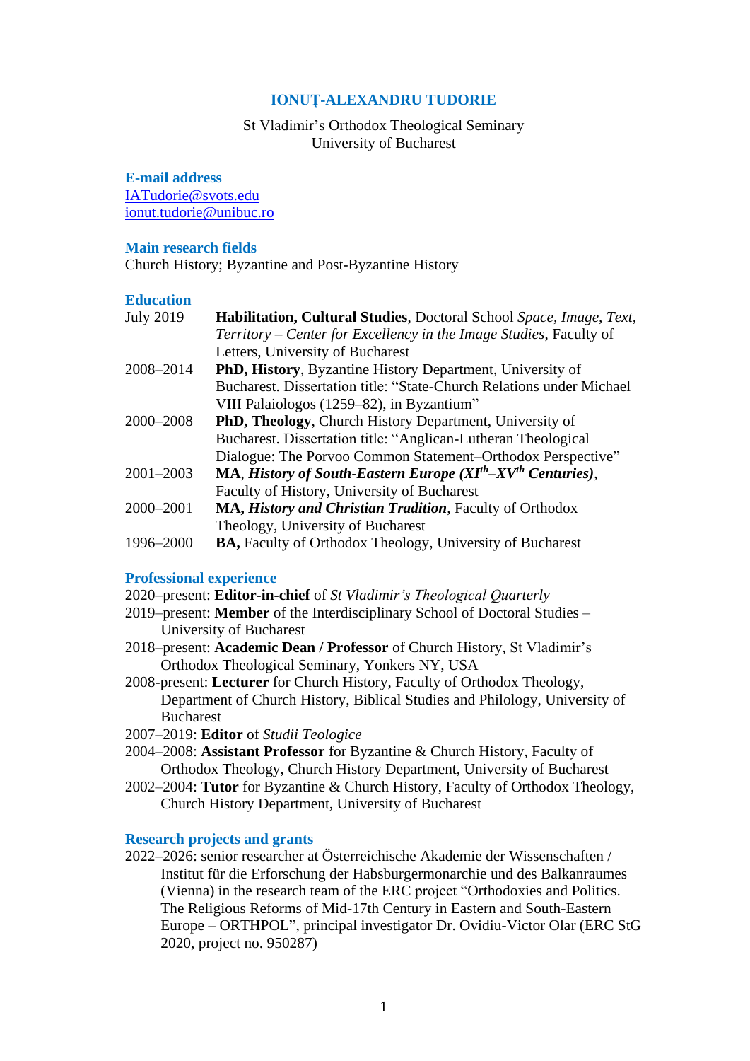# IONUȚ-ALEXANDRU TUDORIE

St Vladimir's Orthodox Theological Seminary
University of Bucharest

## E-mail address

IATudorie@svots.edu
ionut.tudorie@unibuc.ro

## Main research fields

Church History; Byzantine and Post-Byzantine History

## Education

| | |
|---|---|
| July 2019 | **Habilitation, Cultural Studies**, Doctoral School *Space, Image, Text, Territory – Center for Excellency in the Image Studies*, Faculty of Letters, University of Bucharest |
| 2008–2014 | **PhD, History**, Byzantine History Department, University of Bucharest. Dissertation title: "State-Church Relations under Michael VIII Palaiologos (1259–82), in Byzantium" |
| 2000–2008 | **PhD, Theology**, Church History Department, University of Bucharest. Dissertation title: "Anglican-Lutheran Theological Dialogue: The Porvoo Common Statement–Orthodox Perspective" |
| 2001–2003 | **MA**, ***History of South-Eastern Europe (XI$^{th}$–XV$^{th}$ Centuries)***, Faculty of History, University of Bucharest |
| 2000–2001 | **MA, *History and Christian Tradition***, Faculty of Orthodox Theology, University of Bucharest |
| 1996–2000 | **BA,** Faculty of Orthodox Theology, University of Bucharest |

## Professional experience

- 2020–present: **Editor-in-chief** of *St Vladimir's Theological Quarterly*
- 2019–present: **Member** of the Interdisciplinary School of Doctoral Studies – University of Bucharest
- 2018–present: **Academic Dean / Professor** of Church History, St Vladimir's Orthodox Theological Seminary, Yonkers NY, USA
- 2008-present: **Lecturer** for Church History, Faculty of Orthodox Theology, Department of Church History, Biblical Studies and Philology, University of Bucharest
- 2007–2019: **Editor** of *Studii Teologice*
- 2004–2008: **Assistant Professor** for Byzantine & Church History, Faculty of Orthodox Theology, Church History Department, University of Bucharest
- 2002–2004: **Tutor** for Byzantine & Church History, Faculty of Orthodox Theology, Church History Department, University of Bucharest

## Research projects and grants

- 2022–2026: senior researcher at Österreichische Akademie der Wissenschaften / Institut für die Erforschung der Habsburgermonarchie und des Balkanraumes (Vienna) in the research team of the ERC project "Orthodoxies and Politics. The Religious Reforms of Mid-17th Century in Eastern and South-Eastern Europe – ORTHPOL", principal investigator Dr. Ovidiu-Victor Olar (ERC StG 2020, project no. 950287)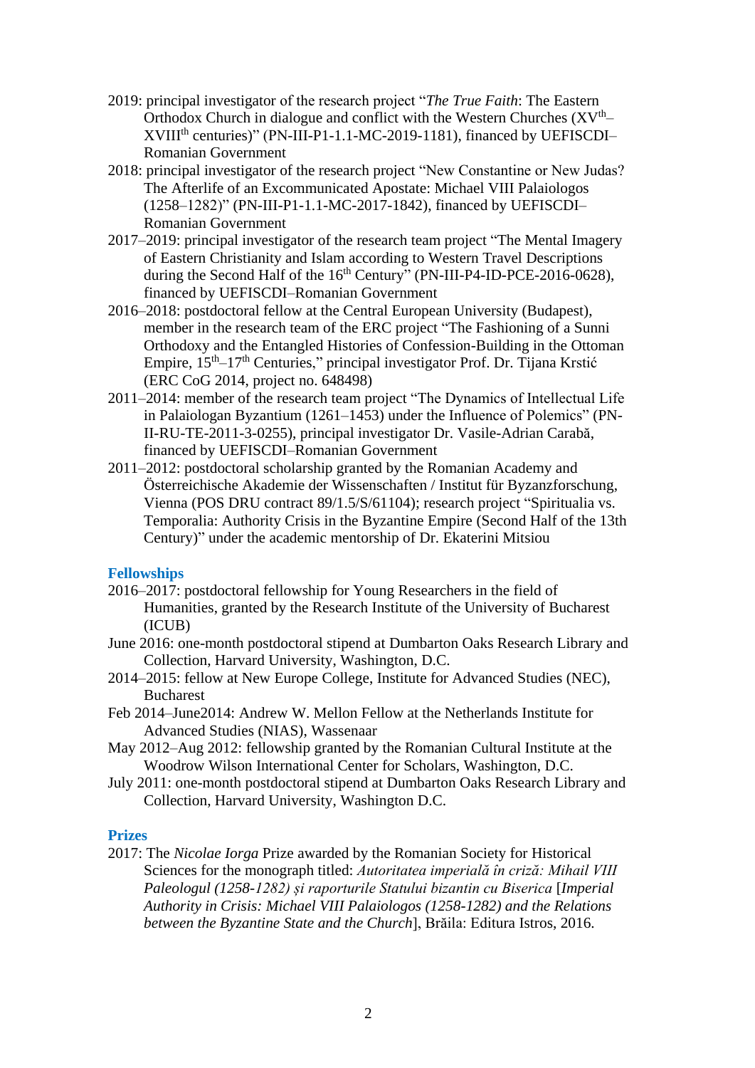2019: principal investigator of the research project "*The True Faith*: The Eastern Orthodox Church in dialogue and conflict with the Western Churches (XV$^{th}$–XVIII$^{th}$ centuries)" (PN-III-P1-1.1-MC-2019-1181), financed by UEFISCDI–Romanian Government

2018: principal investigator of the research project "New Constantine or New Judas? The Afterlife of an Excommunicated Apostate: Michael VIII Palaiologos (1258–1282)" (PN-III-P1-1.1-MC-2017-1842), financed by UEFISCDI–Romanian Government

2017–2019: principal investigator of the research team project "The Mental Imagery of Eastern Christianity and Islam according to Western Travel Descriptions during the Second Half of the 16$^{th}$ Century" (PN-III-P4-ID-PCE-2016-0628), financed by UEFISCDI–Romanian Government

2016–2018: postdoctoral fellow at the Central European University (Budapest), member in the research team of the ERC project "The Fashioning of a Sunni Orthodoxy and the Entangled Histories of Confession-Building in the Ottoman Empire, 15$^{th}$–17$^{th}$ Centuries," principal investigator Prof. Dr. Tijana Krstić (ERC CoG 2014, project no. 648498)

2011–2014: member of the research team project "The Dynamics of Intellectual Life in Palaiologan Byzantium (1261–1453) under the Influence of Polemics" (PN-II-RU-TE-2011-3-0255), principal investigator Dr. Vasile-Adrian Carabă, financed by UEFISCDI–Romanian Government

2011–2012: postdoctoral scholarship granted by the Romanian Academy and Österreichische Akademie der Wissenschaften / Institut für Byzanzforschung, Vienna (POS DRU contract 89/1.5/S/61104); research project "Spiritualia vs. Temporalia: Authority Crisis in the Byzantine Empire (Second Half of the 13th Century)" under the academic mentorship of Dr. Ekaterini Mitsiou

## Fellowships

2016–2017: postdoctoral fellowship for Young Researchers in the field of Humanities, granted by the Research Institute of the University of Bucharest (ICUB)

June 2016: one-month postdoctoral stipend at Dumbarton Oaks Research Library and Collection, Harvard University, Washington, D.C.

2014–2015: fellow at New Europe College, Institute for Advanced Studies (NEC), Bucharest

Feb 2014–June2014: Andrew W. Mellon Fellow at the Netherlands Institute for Advanced Studies (NIAS), Wassenaar

May 2012–Aug 2012: fellowship granted by the Romanian Cultural Institute at the Woodrow Wilson International Center for Scholars, Washington, D.C.

July 2011: one-month postdoctoral stipend at Dumbarton Oaks Research Library and Collection, Harvard University, Washington D.C.

## Prizes

2017: The *Nicolae Iorga* Prize awarded by the Romanian Society for Historical Sciences for the monograph titled: *Autoritatea imperială în criză: Mihail VIII Paleologul (1258-1282) și raporturile Statului bizantin cu Biserica* [*Imperial Authority in Crisis: Michael VIII Palaiologos (1258-1282) and the Relations between the Byzantine State and the Church*], Brăila: Editura Istros, 2016.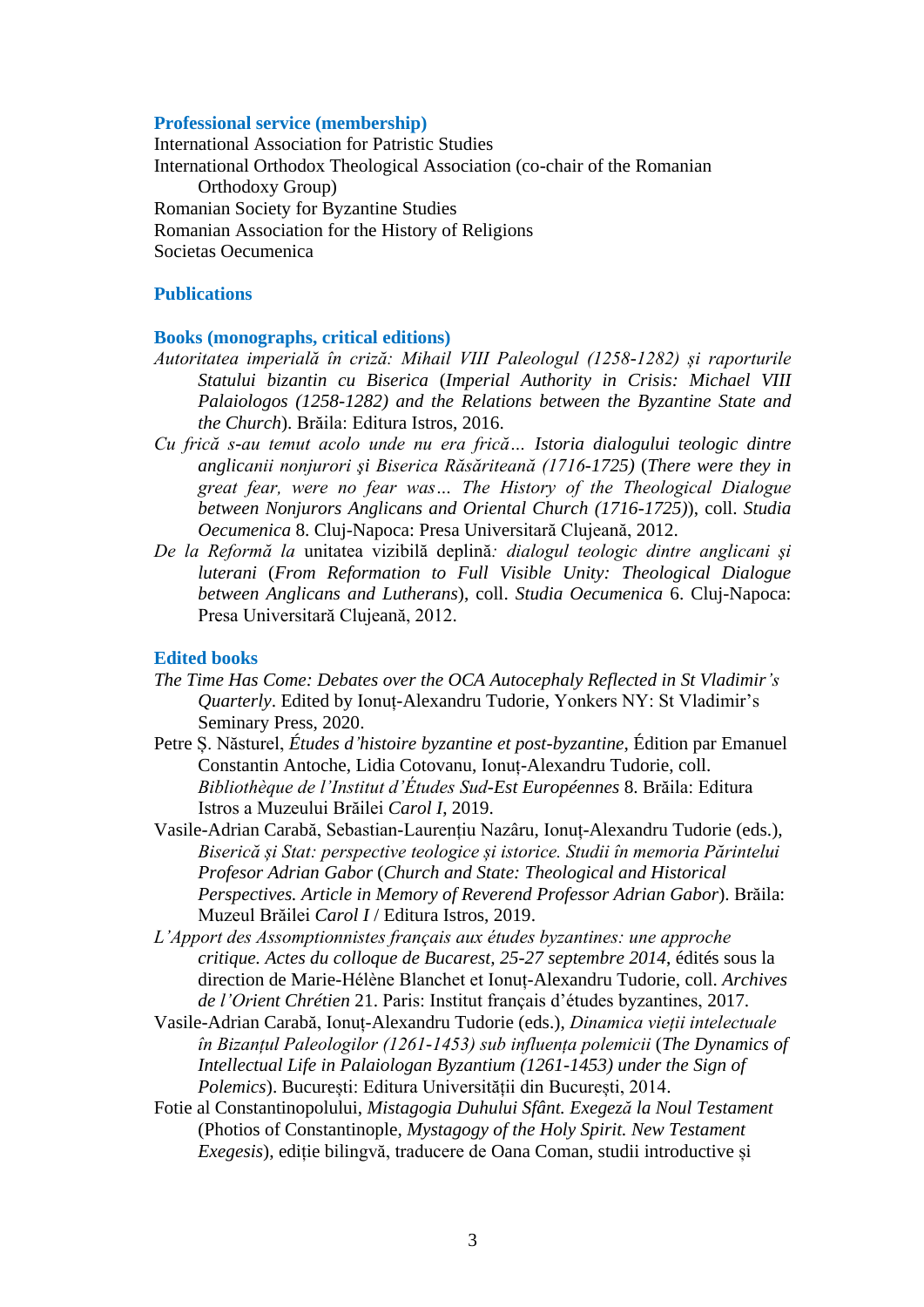### Professional service (membership)

International Association for Patristic Studies
International Orthodox Theological Association (co-chair of the Romanian Orthodoxy Group)
Romanian Society for Byzantine Studies
Romanian Association for the History of Religions
Societas Oecumenica

## Publications

### Books (monographs, critical editions)

*Autoritatea imperială în criză: Mihail VIII Paleologul (1258-1282) și raporturile Statului bizantin cu Biserica* (*Imperial Authority in Crisis: Michael VIII Palaiologos (1258-1282) and the Relations between the Byzantine State and the Church*). Brăila: Editura Istros, 2016.

*Cu frică s-au temut acolo unde nu era frică… Istoria dialogului teologic dintre anglicanii nonjurori şi Biserica Răsăriteană (1716-1725)* (*There were they in great fear, were no fear was… The History of the Theological Dialogue between Nonjurors Anglicans and Oriental Church (1716-1725)*), coll. *Studia Oecumenica* 8. Cluj-Napoca: Presa Universitară Clujeană, 2012.

*De la Reformă la* unitatea vizibilă deplină*: dialogul teologic dintre anglicani şi luterani* (*From Reformation to Full Visible Unity: Theological Dialogue between Anglicans and Lutherans*), coll. *Studia Oecumenica* 6. Cluj-Napoca: Presa Universitară Clujeană, 2012.

### Edited books

*The Time Has Come: Debates over the OCA Autocephaly Reflected in St Vladimir's Quarterly*. Edited by Ionuț-Alexandru Tudorie, Yonkers NY: St Vladimir's Seminary Press, 2020.

Petre Ș. Năsturel, *Études d'histoire byzantine et post-byzantine*, Édition par Emanuel Constantin Antoche, Lidia Cotovanu, Ionuț-Alexandru Tudorie, coll. *Bibliothèque de l'Institut d'Études Sud-Est Européennes* 8. Brăila: Editura Istros a Muzeului Brăilei *Carol I*, 2019.

Vasile-Adrian Carabă, Sebastian-Laurențiu Nazâru, Ionuț-Alexandru Tudorie (eds.), *Biserică și Stat: perspective teologice și istorice. Studii în memoria Părintelui Profesor Adrian Gabor* (*Church and State: Theological and Historical Perspectives. Article in Memory of Reverend Professor Adrian Gabor*). Brăila: Muzeul Brăilei *Carol I* / Editura Istros, 2019.

*L'Apport des Assomptionnistes français aux études byzantines: une approche critique. Actes du colloque de Bucarest, 25-27 septembre 2014*, édités sous la direction de Marie-Hélène Blanchet et Ionuț-Alexandru Tudorie, coll. *Archives de l'Orient Chrétien* 21. Paris: Institut français d'études byzantines, 2017.

Vasile-Adrian Carabă, Ionuț-Alexandru Tudorie (eds.), *Dinamica vieții intelectuale în Bizanțul Paleologilor (1261-1453) sub influența polemicii* (*The Dynamics of Intellectual Life in Palaiologan Byzantium (1261-1453) under the Sign of Polemics*). București: Editura Universității din București, 2014.

Fotie al Constantinopolului, *Mistagogia Duhului Sfânt. Exegeză la Noul Testament* (Photios of Constantinople, *Mystagogy of the Holy Spirit. New Testament Exegesis*), ediție bilingvă, traducere de Oana Coman, studii introductive și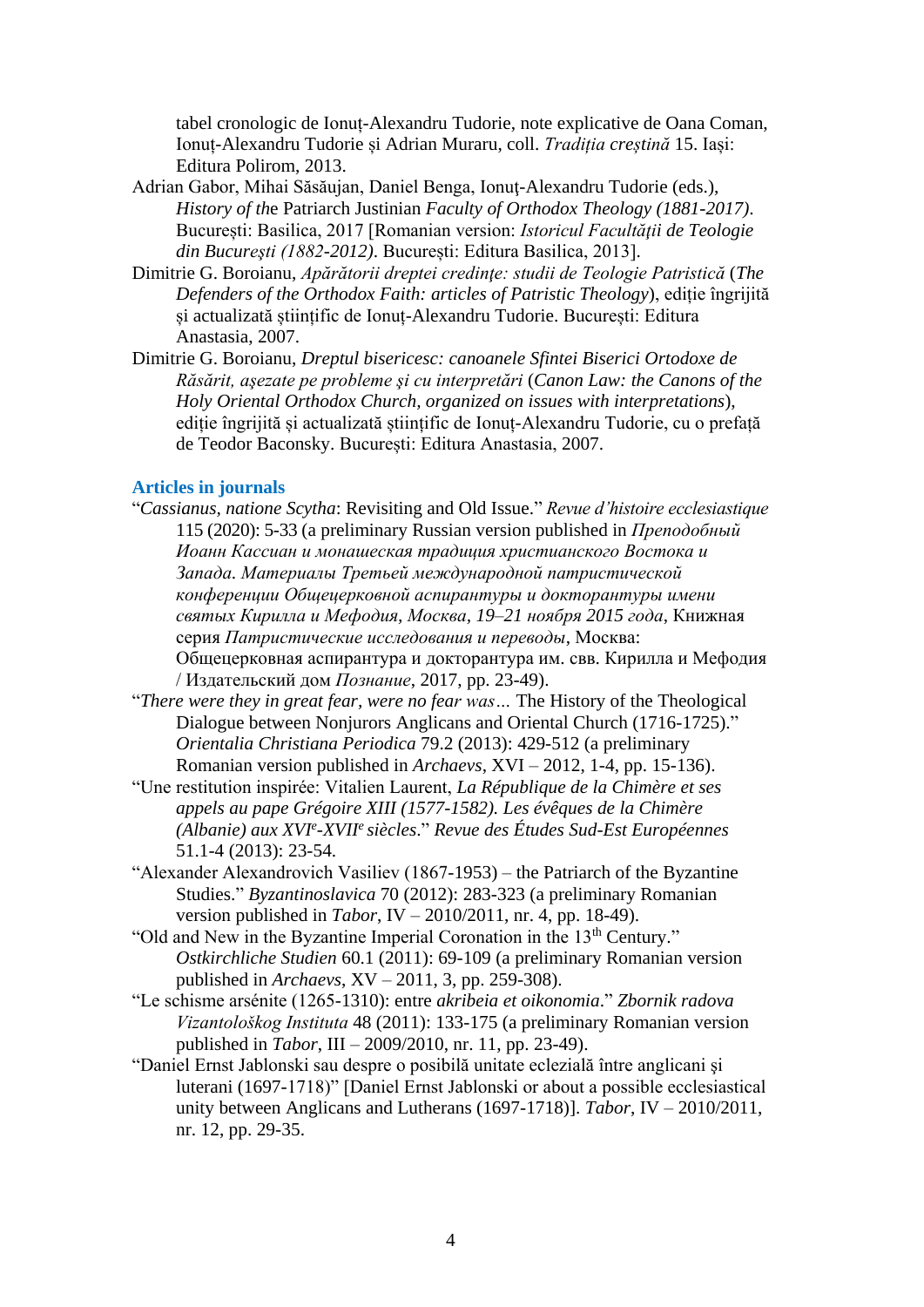tabel cronologic de Ionuț-Alexandru Tudorie, note explicative de Oana Coman, Ionuț-Alexandru Tudorie și Adrian Muraru, coll. *Tradiția creștină* 15. Iași: Editura Polirom, 2013.

Adrian Gabor, Mihai Săsăujan, Daniel Benga, Ionuț-Alexandru Tudorie (eds.), *History of th*e Patriarch Justinian *Faculty of Orthodox Theology (1881-2017)*. București: Basilica, 2017 [Romanian version: *Istoricul Facultății de Teologie din București (1882-2012)*. București: Editura Basilica, 2013].

Dimitrie G. Boroianu, *Apărătorii dreptei credințe: studii de Teologie Patristică* (*The Defenders of the Orthodox Faith: articles of Patristic Theology*), ediție îngrijită și actualizată științific de Ionuț-Alexandru Tudorie. București: Editura Anastasia, 2007.

Dimitrie G. Boroianu, *Dreptul bisericesc: canoanele Sfintei Biserici Ortodoxe de Răsărit, aşezate pe probleme şi cu interpretări* (*Canon Law: the Canons of the Holy Oriental Orthodox Church, organized on issues with interpretations*), ediție îngrijită și actualizată științific de Ionuț-Alexandru Tudorie, cu o prefață de Teodor Baconsky. București: Editura Anastasia, 2007.

### Articles in journals

"*Cassianus, natione Scytha*: Revisiting and Old Issue." *Revue d'histoire ecclesiastique* 115 (2020): 5-33 (a preliminary Russian version published in *Преподобный Иоанн Кассиан и монашеская традиция христианского Востока и Запада. Материалы Третьей международной патристической конференции Общецерковной аспирантуры и докторантуры имени святых Кирилла и Мефодия, Москва, 19–21 ноября 2015 года*, Книжная серия *Патристические исследования и переводы*, Москва: Общецерковная аспирантура и докторантура им. свв. Кирилла и Мефодия / Издательский дом *Познание*, 2017, pp. 23-49).

"*There were they in great fear, were no fear was…* The History of the Theological Dialogue between Nonjurors Anglicans and Oriental Church (1716-1725)." *Orientalia Christiana Periodica* 79.2 (2013): 429-512 (a preliminary Romanian version published in *Archaevs*, XVI – 2012, 1-4, pp. 15-136).

"Une restitution inspirée: Vitalien Laurent, *La République de la Chimère et ses appels au pape Grégoire XIII (1577-1582). Les évêques de la Chimère (Albanie) aux XVI*[e]*-XVII*[e] *siècles*." *Revue des Études Sud-Est Européennes* 51.1-4 (2013): 23-54.

"Alexander Alexandrovich Vasiliev (1867-1953) – the Patriarch of the Byzantine Studies." *Byzantinoslavica* 70 (2012): 283-323 (a preliminary Romanian version published in *Tabor*, IV – 2010/2011, nr. 4, pp. 18-49).

"Old and New in the Byzantine Imperial Coronation in the 13[th] Century." *Ostkirchliche Studien* 60.1 (2011): 69-109 (a preliminary Romanian version published in *Archaevs*, XV – 2011, 3, pp. 259-308).

"Le schisme arsénite (1265-1310): entre *akribeia et oikonomia*." *Zbornik radova Vizantološkog Instituta* 48 (2011): 133-175 (a preliminary Romanian version published in *Tabor*, III – 2009/2010, nr. 11, pp. 23-49).

"Daniel Ernst Jablonski sau despre o posibilă unitate eclezială între anglicani şi luterani (1697-1718)" [Daniel Ernst Jablonski or about a possible ecclesiastical unity between Anglicans and Lutherans (1697-1718)]. *Tabor*, IV – 2010/2011, nr. 12, pp. 29-35.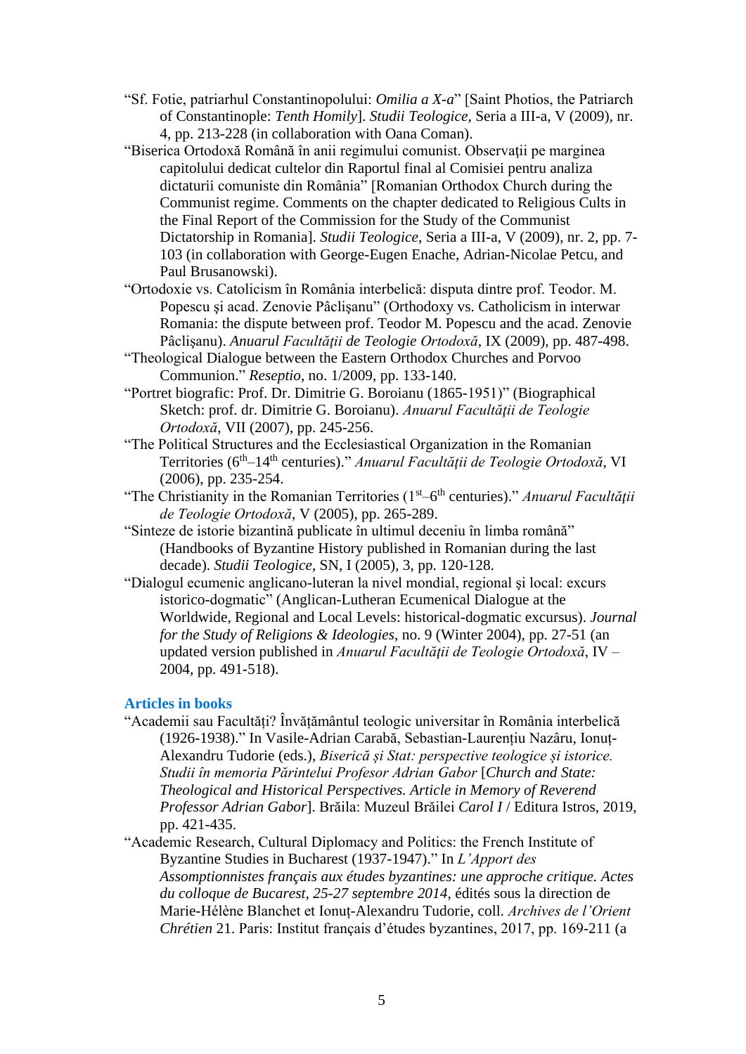"Sf. Fotie, patriarhul Constantinopolului: *Omilia a X-a*" [Saint Photios, the Patriarch of Constantinople: *Tenth Homily*]. *Studii Teologice*, Seria a III-a, V (2009), nr. 4, pp. 213-228 (in collaboration with Oana Coman).

"Biserica Ortodoxă Română în anii regimului comunist. Observaţii pe marginea capitolului dedicat cultelor din Raportul final al Comisiei pentru analiza dictaturii comuniste din România" [Romanian Orthodox Church during the Communist regime. Comments on the chapter dedicated to Religious Cults in the Final Report of the Commission for the Study of the Communist Dictatorship in Romania]. *Studii Teologice*, Seria a III-a, V (2009), nr. 2, pp. 7-103 (in collaboration with George-Eugen Enache, Adrian-Nicolae Petcu, and Paul Brusanowski).

"Ortodoxie vs. Catolicism în România interbelică: disputa dintre prof. Teodor. M. Popescu şi acad. Zenovie Pâclişanu" (Orthodoxy vs. Catholicism in interwar Romania: the dispute between prof. Teodor M. Popescu and the acad. Zenovie Pâclişanu). *Anuarul Facultăţii de Teologie Ortodoxă*, IX (2009), pp. 487-498.

"Theological Dialogue between the Eastern Orthodox Churches and Porvoo Communion." *Reseptio*, no. 1/2009, pp. 133-140.

"Portret biografic: Prof. Dr. Dimitrie G. Boroianu (1865-1951)" (Biographical Sketch: prof. dr. Dimitrie G. Boroianu). *Anuarul Facultăţii de Teologie Ortodoxă*, VII (2007), pp. 245-256.

"The Political Structures and the Ecclesiastical Organization in the Romanian Territories (6th–14th centuries)." *Anuarul Facultăţii de Teologie Ortodoxă*, VI (2006), pp. 235-254.

"The Christianity in the Romanian Territories (1st–6th centuries)." *Anuarul Facultăţii de Teologie Ortodoxă*, V (2005), pp. 265-289.

"Sinteze de istorie bizantină publicate în ultimul deceniu în limba română" (Handbooks of Byzantine History published in Romanian during the last decade). *Studii Teologice*, SN, I (2005), 3, pp. 120-128.

"Dialogul ecumenic anglicano-luteran la nivel mondial, regional şi local: excurs istorico-dogmatic" (Anglican-Lutheran Ecumenical Dialogue at the Worldwide, Regional and Local Levels: historical-dogmatic excursus). *Journal for the Study of Religions & Ideologies*, no. 9 (Winter 2004), pp. 27-51 (an updated version published in *Anuarul Facultăţii de Teologie Ortodoxă*, IV – 2004, pp. 491-518).

### Articles in books

"Academii sau Facultăți? Învățământul teologic universitar în România interbelică (1926-1938)." In Vasile-Adrian Carabă, Sebastian-Laurențiu Nazâru, Ionuț-Alexandru Tudorie (eds.), *Biserică și Stat: perspective teologice și istorice. Studii în memoria Părintelui Profesor Adrian Gabor* [*Church and State: Theological and Historical Perspectives. Article in Memory of Reverend Professor Adrian Gabor*]. Brăila: Muzeul Brăilei *Carol I* / Editura Istros, 2019, pp. 421-435.

"Academic Research, Cultural Diplomacy and Politics: the French Institute of Byzantine Studies in Bucharest (1937-1947)." In *L'Apport des Assomptionnistes français aux études byzantines: une approche critique. Actes du colloque de Bucarest, 25-27 septembre 2014*, édités sous la direction de Marie-Hélène Blanchet et Ionuț-Alexandru Tudorie, coll. *Archives de l'Orient Chrétien* 21. Paris: Institut français d'études byzantines, 2017, pp. 169-211 (a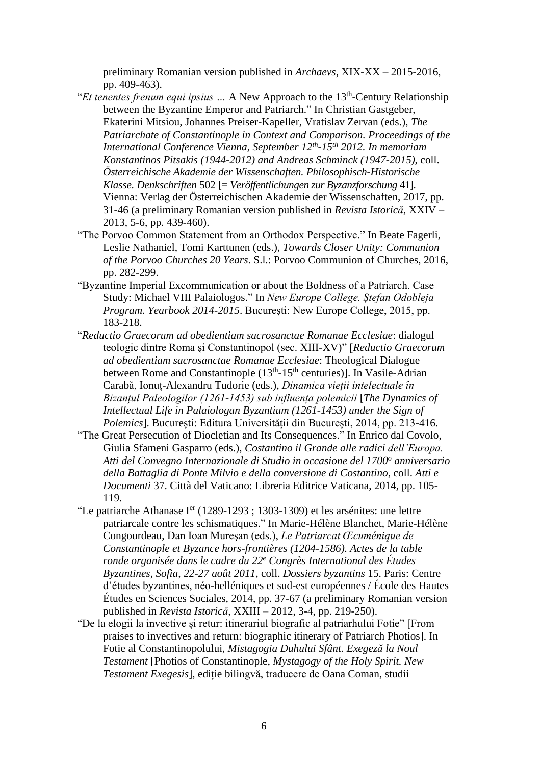preliminary Romanian version published in *Archaevs*, XIX-XX – 2015-2016, pp. 409-463).

"*Et tenentes frenum equi ipsius …* A New Approach to the 13th-Century Relationship between the Byzantine Emperor and Patriarch." In Christian Gastgeber, Ekaterini Mitsiou, Johannes Preiser-Kapeller, Vratislav Zervan (eds.), *The Patriarchate of Constantinople in Context and Comparison. Proceedings of the International Conference Vienna, September 12th-15th 2012. In memoriam Konstantinos Pitsakis (1944-2012) and Andreas Schminck (1947-2015)*, coll. *Österreichische Akademie der Wissenschaften. Philosophisch-Historische Klasse. Denkschriften* 502 [= *Veröffentlichungen zur Byzanzforschung* 41]. Vienna: Verlag der Österreichischen Akademie der Wissenschaften, 2017, pp. 31-46 (a preliminary Romanian version published in *Revista Istorică*, XXIV – 2013, 5-6, pp. 439-460).

"The Porvoo Common Statement from an Orthodox Perspective." In Beate Fagerli, Leslie Nathaniel, Tomi Karttunen (eds.), *Towards Closer Unity: Communion of the Porvoo Churches 20 Years*. S.l.: Porvoo Communion of Churches, 2016, pp. 282-299.

"Byzantine Imperial Excommunication or about the Boldness of a Patriarch. Case Study: Michael VIII Palaiologos." In *New Europe College. Ştefan Odobleja Program. Yearbook 2014-2015*. Bucureşti: New Europe College, 2015, pp. 183-218.

"*Reductio Graecorum ad obedientiam sacrosanctae Romanae Ecclesiae*: dialogul teologic dintre Roma și Constantinopol (sec. XIII-XV)" [*Reductio Graecorum ad obedientiam sacrosanctae Romanae Ecclesiae*: Theological Dialogue between Rome and Constantinople (13th-15th centuries)]. In Vasile-Adrian Carabă, Ionuț-Alexandru Tudorie (eds.), *Dinamica vieții intelectuale în Bizanțul Paleologilor (1261-1453) sub influența polemicii* [*The Dynamics of Intellectual Life in Palaiologan Byzantium (1261-1453) under the Sign of Polemics*]. București: Editura Universității din București, 2014, pp. 213-416.

"The Great Persecution of Diocletian and Its Consequences." In Enrico dal Covolo, Giulia Sfameni Gasparro (eds.), *Costantino il Grande alle radici dell'Europa. Atti del Convegno Internazionale di Studio in occasione del 1700o anniversario della Battaglia di Ponte Milvio e della conversione di Costantino*, coll. *Atti e Documenti* 37. Città del Vaticano: Libreria Editrice Vaticana, 2014, pp. 105-119.

"Le patriarche Athanase Ier (1289-1293 ; 1303-1309) et les arsénites: une lettre patriarcale contre les schismatiques." In Marie-Hélène Blanchet, Marie-Hélène Congourdeau, Dan Ioan Mureșan (eds.), *Le Patriarcat Œcuménique de Constantinople et Byzance hors-frontières (1204-1586). Actes de la table ronde organisée dans le cadre du 22e Congrès International des Études Byzantines, Sofia, 22-27 août 2011*, coll. *Dossiers byzantins* 15. Paris: Centre d'études byzantines, néo-helléniques et sud-est européennes / École des Hautes Études en Sciences Sociales, 2014, pp. 37-67 (a preliminary Romanian version published in *Revista Istorică*, XXIII – 2012, 3-4, pp. 219-250).

"De la elogii la invective și retur: itinerariul biografic al patriarhului Fotie" [From praises to invectives and return: biographic itinerary of Patriarch Photios]. In Fotie al Constantinopolului, *Mistagogia Duhului Sfânt. Exegeză la Noul Testament* [Photios of Constantinople, *Mystagogy of the Holy Spirit. New Testament Exegesis*], ediție bilingvă, traducere de Oana Coman, studii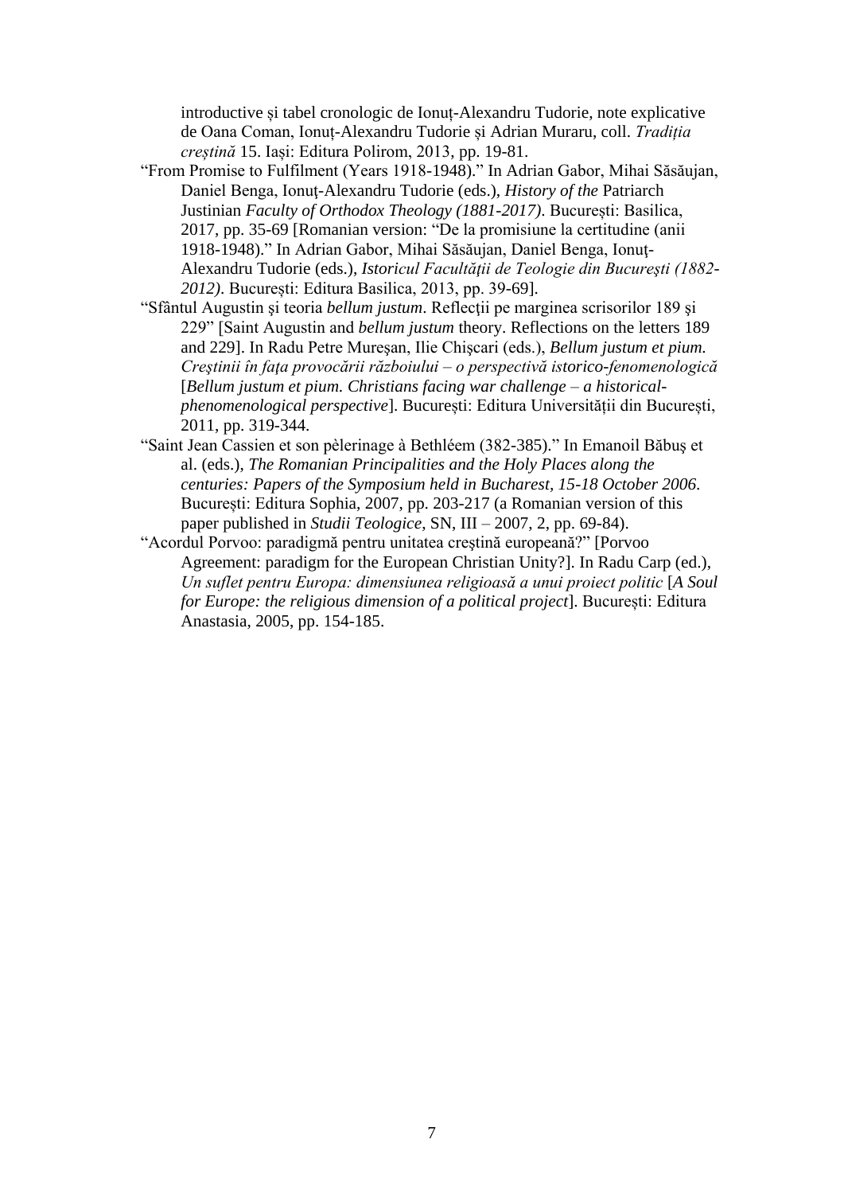introductive și tabel cronologic de Ionuț-Alexandru Tudorie, note explicative de Oana Coman, Ionuț-Alexandru Tudorie și Adrian Muraru, coll. *Tradiția creștină* 15. Iași: Editura Polirom, 2013, pp. 19-81.

"From Promise to Fulfilment (Years 1918-1948)." In Adrian Gabor, Mihai Săsăujan, Daniel Benga, Ionuț-Alexandru Tudorie (eds.), *History of the* Patriarch Justinian *Faculty of Orthodox Theology (1881-2017)*. București: Basilica, 2017, pp. 35-69 [Romanian version: "De la promisiune la certitudine (anii 1918-1948)." In Adrian Gabor, Mihai Săsăujan, Daniel Benga, Ionuț-Alexandru Tudorie (eds.), *Istoricul Facultății de Teologie din București (1882-2012)*. București: Editura Basilica, 2013, pp. 39-69].

"Sfântul Augustin şi teoria *bellum justum*. Reflecţii pe marginea scrisorilor 189 şi 229" [Saint Augustin and *bellum justum* theory. Reflections on the letters 189 and 229]. In Radu Petre Mureşan, Ilie Chişcari (eds.), *Bellum justum et pium. Creştinii în faţa provocării războiului – o perspectivă istorico-fenomenologică* [*Bellum justum et pium. Christians facing war challenge – a historical-phenomenological perspective*]. București: Editura Universității din București, 2011, pp. 319-344.

"Saint Jean Cassien et son pèlerinage à Bethléem (382-385)." In Emanoil Băbuş et al. (eds.), *The Romanian Principalities and the Holy Places along the centuries: Papers of the Symposium held in Bucharest, 15-18 October 2006*. București: Editura Sophia, 2007, pp. 203-217 (a Romanian version of this paper published in *Studii Teologice*, SN, III – 2007, 2, pp. 69-84).

"Acordul Porvoo: paradigmă pentru unitatea creştină europeană?" [Porvoo Agreement: paradigm for the European Christian Unity?]. In Radu Carp (ed.), *Un suflet pentru Europa: dimensiunea religioasă a unui proiect politic* [*A Soul for Europe: the religious dimension of a political project*]. București: Editura Anastasia, 2005, pp. 154-185.